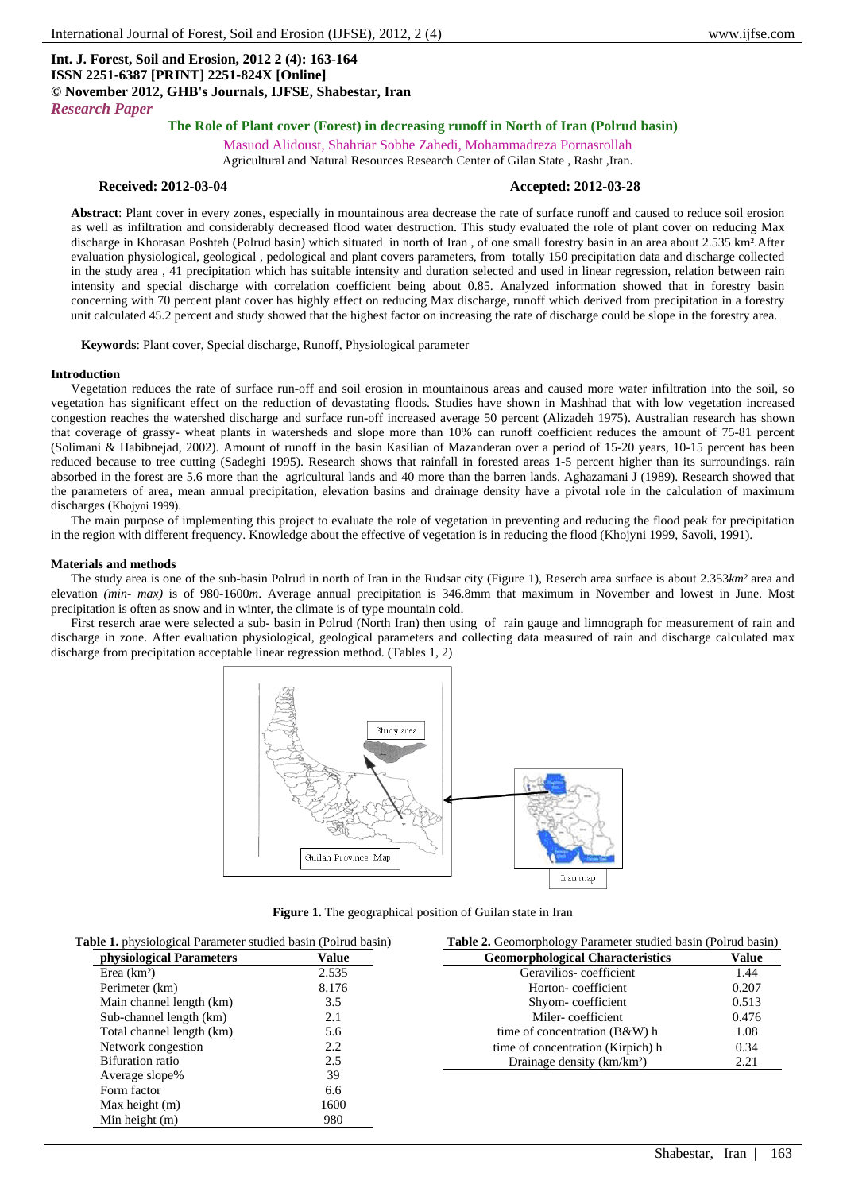**Int. J. Forest, Soil and Erosion, 2012 2 (4): 163-164**
**ISSN 2251-6387 [PRINT] 2251-824X [Online]**
**© November 2012, GHB's Journals, IJFSE, Shabestar, Iran**
***Research Paper***

# The Role of Plant cover (Forest) in decreasing runoff in North of Iran (Polrud basin)

Masuod Alidoust, Shahriar Sobhe Zahedi, Mohammadreza Pornasrollah

Agricultural and Natural Resources Research Center of Gilan State , Rasht ,Iran.

**Received: 2012-03-04** **Accepted: 2012-03-28**

**Abstract**: Plant cover in every zones, especially in mountainous area decrease the rate of surface runoff and caused to reduce soil erosion as well as infiltration and considerably decreased flood water destruction. This study evaluated the role of plant cover on reducing Max discharge in Khorasan Poshteh (Polrud basin) which situated in north of Iran , of one small forestry basin in an area about 2.535 km².After evaluation physiological, geological , pedological and plant covers parameters, from totally 150 precipitation data and discharge collected in the study area , 41 precipitation which has suitable intensity and duration selected and used in linear regression, relation between rain intensity and special discharge with correlation coefficient being about 0.85. Analyzed information showed that in forestry basin concerning with 70 percent plant cover has highly effect on reducing Max discharge, runoff which derived from precipitation in a forestry unit calculated 45.2 percent and study showed that the highest factor on increasing the rate of discharge could be slope in the forestry area.

**Keywords**: Plant cover, Special discharge, Runoff, Physiological parameter

## Introduction

Vegetation reduces the rate of surface run-off and soil erosion in mountainous areas and caused more water infiltration into the soil, so vegetation has significant effect on the reduction of devastating floods. Studies have shown in Mashhad that with low vegetation increased congestion reaches the watershed discharge and surface run-off increased average 50 percent (Alizadeh 1975). Australian research has shown that coverage of grassy- wheat plants in watersheds and slope more than 10% can runoff coefficient reduces the amount of 75-81 percent (Solimani & Habibnejad, 2002). Amount of runoff in the basin Kasilian of Mazanderan over a period of 15-20 years, 10-15 percent has been reduced because to tree cutting (Sadeghi 1995). Research shows that rainfall in forested areas 1-5 percent higher than its surroundings. rain absorbed in the forest are 5.6 more than the agricultural lands and 40 more than the barren lands. Aghazamani J (1989). Research showed that the parameters of area, mean annual precipitation, elevation basins and drainage density have a pivotal role in the calculation of maximum discharges (Khojyni 1999).

The main purpose of implementing this project to evaluate the role of vegetation in preventing and reducing the flood peak for precipitation in the region with different frequency. Knowledge about the effective of vegetation is in reducing the flood (Khojyni 1999, Savoli, 1991).

## Materials and methods

The study area is one of the sub-basin Polrud in north of Iran in the Rudsar city (Figure 1), Reserch area surface is about 2.353*km²* area and elevation *(min- max)* is of 980-1600*m*. Average annual precipitation is 346.8mm that maximum in November and lowest in June. Most precipitation is often as snow and in winter, the climate is of type mountain cold.

First reserch arae were selected a sub- basin in Polrud (North Iran) then using of rain gauge and limnograph for measurement of rain and discharge in zone. After evaluation physiological, geological parameters and collecting data measured of rain and discharge calculated max discharge from precipitation acceptable linear regression method. (Tables 1, 2)

**Figure 1.** The geographical position of Guilan state in Iran

**Table 1.** physiological Parameter studied basin (Polrud basin)

| physiological Parameters | Value |
|---|---|
| Erea (km²) | 2.535 |
| Perimeter (km) | 8.176 |
| Main channel length (km) | 3.5 |
| Sub-channel length (km) | 2.1 |
| Total channel length (km) | 5.6 |
| Network congestion | 2.2 |
| Bifuration ratio | 2.5 |
| Average slope% | 39 |
| Form factor | 6.6 |
| Max height (m) | 1600 |
| Min height (m) | 980 |

**Table 2.** Geomorphology Parameter studied basin (Polrud basin)

| Geomorphological Characteristics | Value |
|---|---|
| Geravilios- coefficient | 1.44 |
| Horton- coefficient | 0.207 |
| Shyom- coefficient | 0.513 |
| Miler- coefficient | 0.476 |
| time of concentration (B&W) h | 1.08 |
| time of concentration (Kirpich) h | 0.34 |
| Drainage density (km/km²) | 2.21 |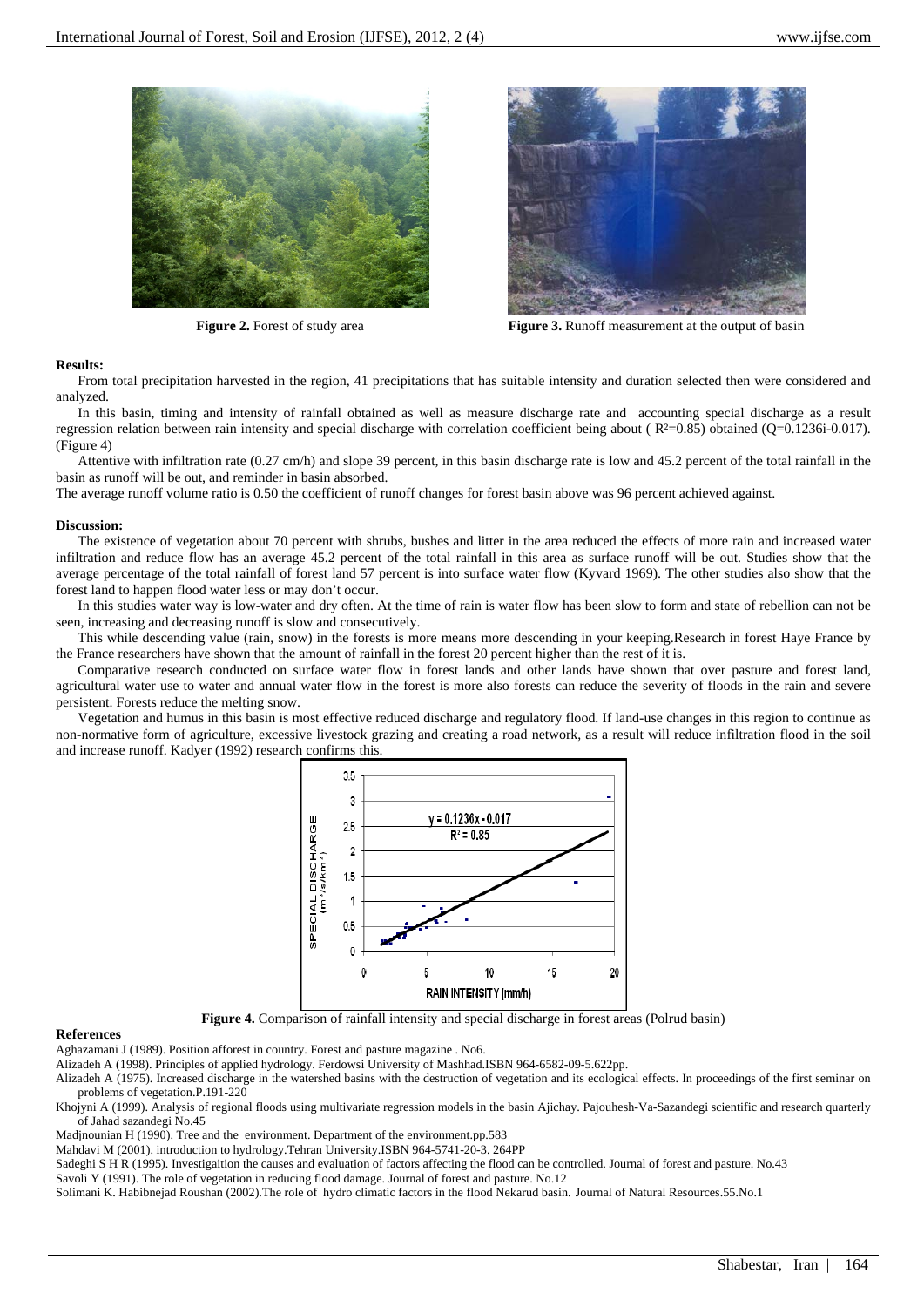Figure 2. Forest of study area

Figure 3. Runoff measurement at the output of basin

**Results:**

From total precipitation harvested in the region, 41 precipitations that has suitable intensity and duration selected then were considered and analyzed.

In this basin, timing and intensity of rainfall obtained as well as measure discharge rate and accounting special discharge as a result regression relation between rain intensity and special discharge with correlation coefficient being about ( $R^2=0.85$) obtained ($Q=0.1236i-0.017$). (Figure 4)

Attentive with infiltration rate (0.27 cm/h) and slope 39 percent, in this basin discharge rate is low and 45.2 percent of the total rainfall in the basin as runoff will be out, and reminder in basin absorbed.

The average runoff volume ratio is 0.50 the coefficient of runoff changes for forest basin above was 96 percent achieved against.

**Discussion:**

The existence of vegetation about 70 percent with shrubs, bushes and litter in the area reduced the effects of more rain and increased water infiltration and reduce flow has an average 45.2 percent of the total rainfall in this area as surface runoff will be out. Studies show that the average percentage of the total rainfall of forest land 57 percent is into surface water flow (Kyvard 1969). The other studies also show that the forest land to happen flood water less or may don't occur.

In this studies water way is low-water and dry often. At the time of rain is water flow has been slow to form and state of rebellion can not be seen, increasing and decreasing runoff is slow and consecutively.

This while descending value (rain, snow) in the forests is more means more descending in your keeping.Research in forest Haye France by the France researchers have shown that the amount of rainfall in the forest 20 percent higher than the rest of it is.

Comparative research conducted on surface water flow in forest lands and other lands have shown that over pasture and forest land, agricultural water use to water and annual water flow in the forest is more also forests can reduce the severity of floods in the rain and severe persistent. Forests reduce the melting snow.

Vegetation and humus in this basin is most effective reduced discharge and regulatory flood. If land-use changes in this region to continue as non-normative form of agriculture, excessive livestock grazing and creating a road network, as a result will reduce infiltration flood in the soil and increase runoff. Kadyer (1992) research confirms this.

y = 0.1236x - 0.017
$R^2$ = 0.85
SPECIAL DISCHARGE (m³/s/km²)
RAIN INTENSITY (mm/h)
0, 0.5, 1, 1.5, 2, 2.5, 3, 3.5
0, 5, 10, 15, 20

Figure 4. Comparison of rainfall intensity and special discharge in forest areas (Polrud basin)

**References**

Aghazamani J (1989). Position afforest in country. Forest and pasture magazine . No6.

Alizadeh A (1998). Principles of applied hydrology. Ferdowsi University of Mashhad.ISBN 964-6582-09-5.622pp.

Alizadeh A (1975). Increased discharge in the watershed basins with the destruction of vegetation and its ecological effects. In proceedings of the first seminar on problems of vegetation.P.191-220

Khojyni A (1999). Analysis of regional floods using multivariate regression models in the basin Ajichay. Pajouhesh-Va-Sazandegi scientific and research quarterly of Jahad sazandegi No.45

Madjnounian H (1990). Tree and the environment. Department of the environment.pp.583

Mahdavi M (2001). introduction to hydrology.Tehran University.ISBN 964-5741-20-3. 264PP

Sadeghi S H R (1995). Investigaition the causes and evaluation of factors affecting the flood can be controlled. Journal of forest and pasture. No.43

Savoli Y (1991). The role of vegetation in reducing flood damage. Journal of forest and pasture. No.12

Solimani K. Habibnejad Roushan (2002).The role of hydro climatic factors in the flood Nekarud basin. Journal of Natural Resources.55.No.1